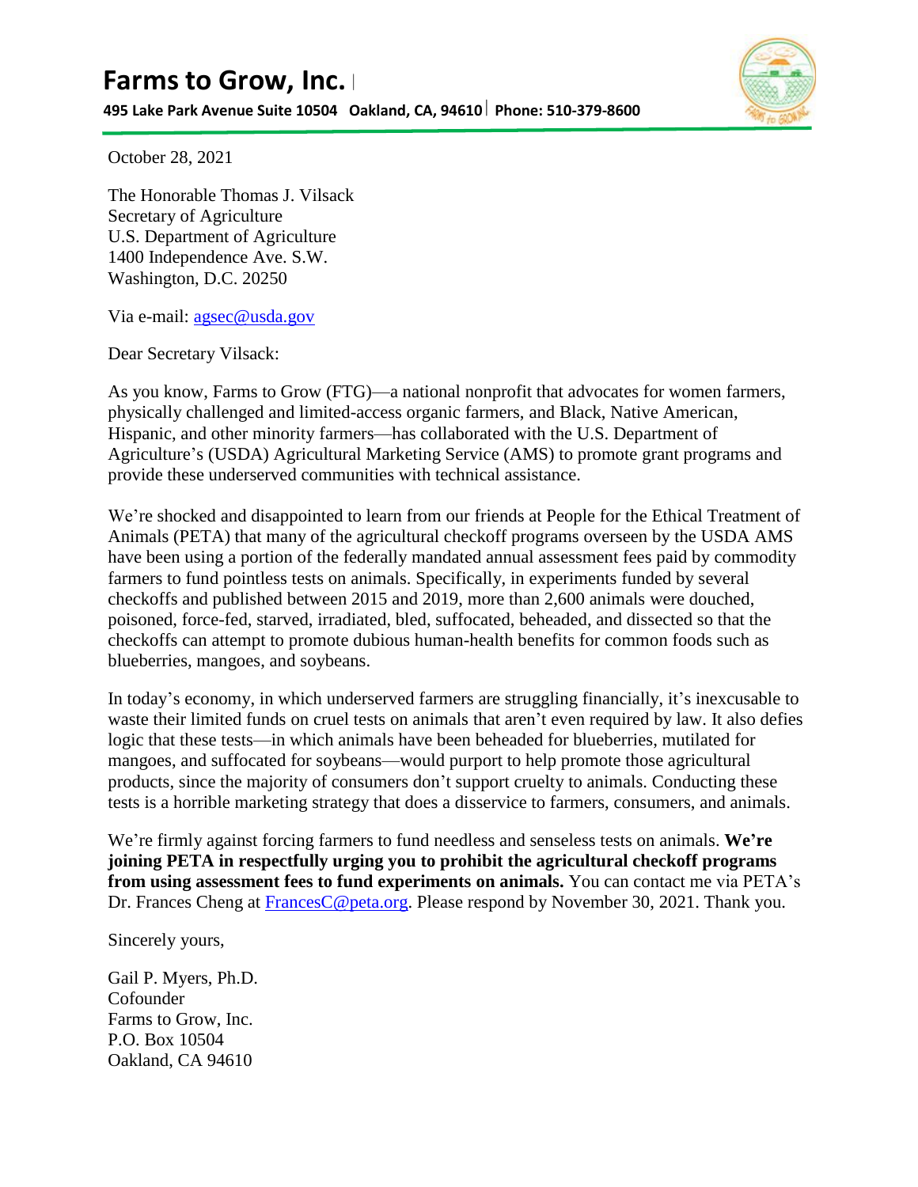# Farms to Grow, Inc.

**495 Lake Park Avenue Suite 10504 Oakland, CA, 94610 | Phone: 510-379-8600**

October 28, 2021

The Honorable Thomas J. Vilsack
Secretary of Agriculture
U.S. Department of Agriculture
1400 Independence Ave. S.W.
Washington, D.C. 20250

Via e-mail: agsec@usda.gov

Dear Secretary Vilsack:

As you know, Farms to Grow (FTG)—a national nonprofit that advocates for women farmers, physically challenged and limited-access organic farmers, and Black, Native American, Hispanic, and other minority farmers—has collaborated with the U.S. Department of Agriculture's (USDA) Agricultural Marketing Service (AMS) to promote grant programs and provide these underserved communities with technical assistance.

We're shocked and disappointed to learn from our friends at People for the Ethical Treatment of Animals (PETA) that many of the agricultural checkoff programs overseen by the USDA AMS have been using a portion of the federally mandated annual assessment fees paid by commodity farmers to fund pointless tests on animals. Specifically, in experiments funded by several checkoffs and published between 2015 and 2019, more than 2,600 animals were douched, poisoned, force-fed, starved, irradiated, bled, suffocated, beheaded, and dissected so that the checkoffs can attempt to promote dubious human-health benefits for common foods such as blueberries, mangoes, and soybeans.

In today's economy, in which underserved farmers are struggling financially, it's inexcusable to waste their limited funds on cruel tests on animals that aren't even required by law. It also defies logic that these tests—in which animals have been beheaded for blueberries, mutilated for mangoes, and suffocated for soybeans—would purport to help promote those agricultural products, since the majority of consumers don't support cruelty to animals. Conducting these tests is a horrible marketing strategy that does a disservice to farmers, consumers, and animals.

We're firmly against forcing farmers to fund needless and senseless tests on animals. **We're joining PETA in respectfully urging you to prohibit the agricultural checkoff programs from using assessment fees to fund experiments on animals.** You can contact me via PETA's Dr. Frances Cheng at FrancesC@peta.org. Please respond by November 30, 2021. Thank you.

Sincerely yours,

Gail P. Myers, Ph.D.
Cofounder
Farms to Grow, Inc.
P.O. Box 10504
Oakland, CA 94610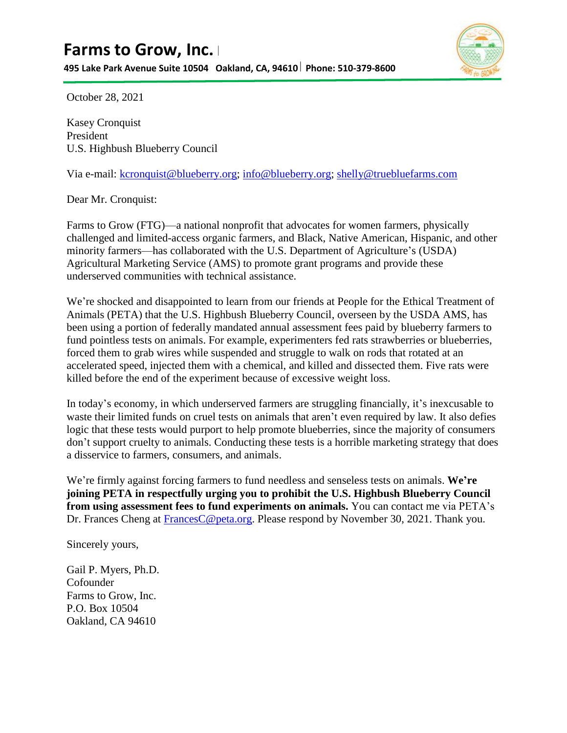# Farms to Grow, Inc.

**495 Lake Park Avenue Suite 10504 Oakland, CA, 94610 | Phone: 510-379-8600**

October 28, 2021

Kasey Cronquist
President
U.S. Highbush Blueberry Council

Via e-mail: kcronquist@blueberry.org; info@blueberry.org; shelly@truebluefarms.com

Dear Mr. Cronquist:

Farms to Grow (FTG)—a national nonprofit that advocates for women farmers, physically challenged and limited-access organic farmers, and Black, Native American, Hispanic, and other minority farmers—has collaborated with the U.S. Department of Agriculture's (USDA) Agricultural Marketing Service (AMS) to promote grant programs and provide these underserved communities with technical assistance.

We're shocked and disappointed to learn from our friends at People for the Ethical Treatment of Animals (PETA) that the U.S. Highbush Blueberry Council, overseen by the USDA AMS, has been using a portion of federally mandated annual assessment fees paid by blueberry farmers to fund pointless tests on animals. For example, experimenters fed rats strawberries or blueberries, forced them to grab wires while suspended and struggle to walk on rods that rotated at an accelerated speed, injected them with a chemical, and killed and dissected them. Five rats were killed before the end of the experiment because of excessive weight loss.

In today's economy, in which underserved farmers are struggling financially, it's inexcusable to waste their limited funds on cruel tests on animals that aren't even required by law. It also defies logic that these tests would purport to help promote blueberries, since the majority of consumers don't support cruelty to animals. Conducting these tests is a horrible marketing strategy that does a disservice to farmers, consumers, and animals.

We're firmly against forcing farmers to fund needless and senseless tests on animals. **We're joining PETA in respectfully urging you to prohibit the U.S. Highbush Blueberry Council from using assessment fees to fund experiments on animals.** You can contact me via PETA's Dr. Frances Cheng at FrancesC@peta.org. Please respond by November 30, 2021. Thank you.

Sincerely yours,

Gail P. Myers, Ph.D.
Cofounder
Farms to Grow, Inc.
P.O. Box 10504
Oakland, CA 94610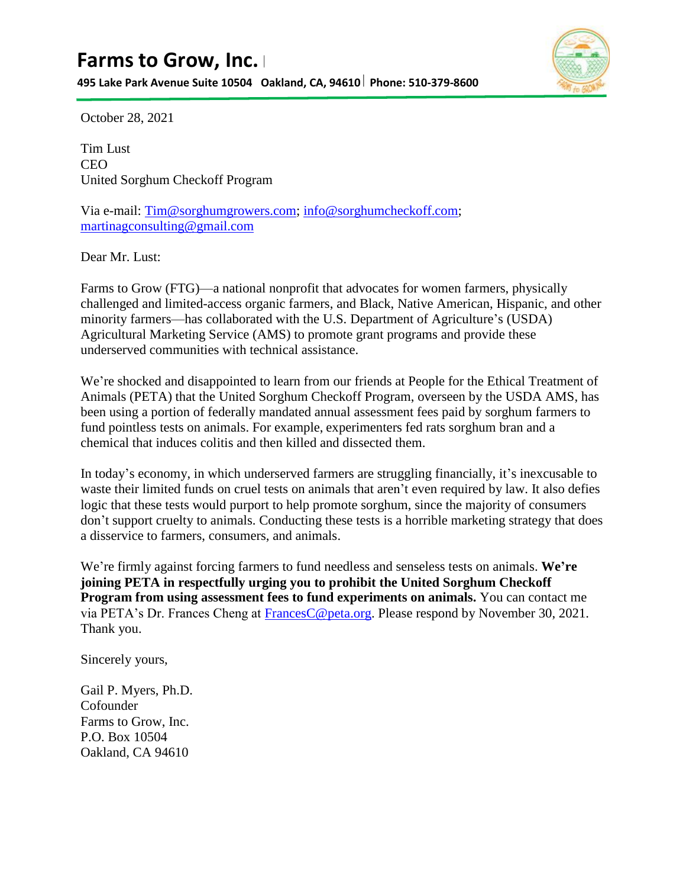# Farms to Grow, Inc.

**495 Lake Park Avenue Suite 10504 Oakland, CA, 94610 | Phone: 510-379-8600**

October 28, 2021

Tim Lust
CEO
United Sorghum Checkoff Program

Via e-mail: Tim@sorghumgrowers.com; info@sorghumcheckoff.com; martinagconsulting@gmail.com

Dear Mr. Lust:

Farms to Grow (FTG)—a national nonprofit that advocates for women farmers, physically challenged and limited-access organic farmers, and Black, Native American, Hispanic, and other minority farmers—has collaborated with the U.S. Department of Agriculture's (USDA) Agricultural Marketing Service (AMS) to promote grant programs and provide these underserved communities with technical assistance.

We're shocked and disappointed to learn from our friends at People for the Ethical Treatment of Animals (PETA) that the United Sorghum Checkoff Program, overseen by the USDA AMS, has been using a portion of federally mandated annual assessment fees paid by sorghum farmers to fund pointless tests on animals. For example, experimenters fed rats sorghum bran and a chemical that induces colitis and then killed and dissected them.

In today's economy, in which underserved farmers are struggling financially, it's inexcusable to waste their limited funds on cruel tests on animals that aren't even required by law. It also defies logic that these tests would purport to help promote sorghum, since the majority of consumers don't support cruelty to animals. Conducting these tests is a horrible marketing strategy that does a disservice to farmers, consumers, and animals.

We're firmly against forcing farmers to fund needless and senseless tests on animals. **We're joining PETA in respectfully urging you to prohibit the United Sorghum Checkoff Program from using assessment fees to fund experiments on animals.** You can contact me via PETA's Dr. Frances Cheng at FrancesC@peta.org. Please respond by November 30, 2021. Thank you.

Sincerely yours,

Gail P. Myers, Ph.D.
Cofounder
Farms to Grow, Inc.
P.O. Box 10504
Oakland, CA 94610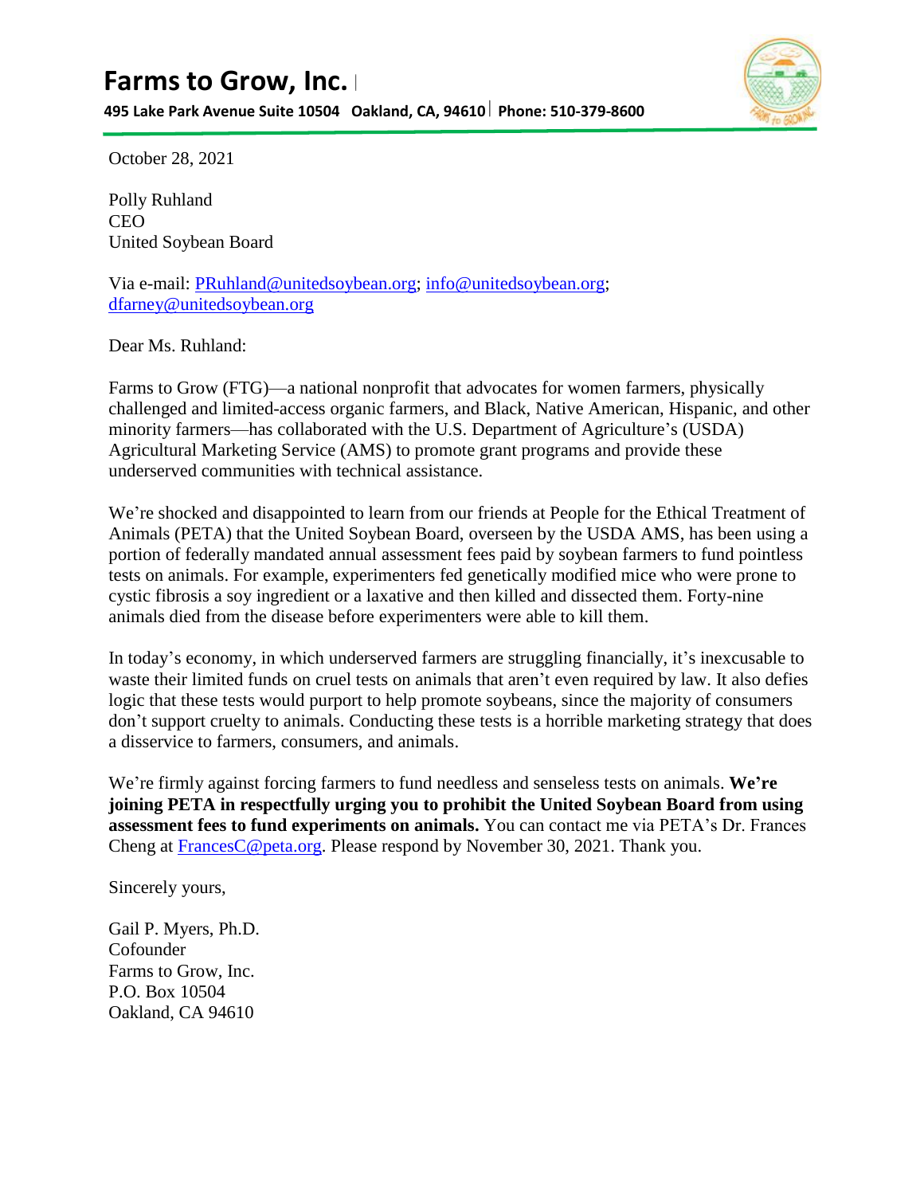# Farms to Grow, Inc.

**495 Lake Park Avenue Suite 10504 Oakland, CA, 94610 | Phone: 510-379-8600**

October 28, 2021

Polly Ruhland
CEO
United Soybean Board

Via e-mail: PRuhland@unitedsoybean.org; info@unitedsoybean.org; dfarney@unitedsoybean.org

Dear Ms. Ruhland:

Farms to Grow (FTG)—a national nonprofit that advocates for women farmers, physically challenged and limited-access organic farmers, and Black, Native American, Hispanic, and other minority farmers—has collaborated with the U.S. Department of Agriculture's (USDA) Agricultural Marketing Service (AMS) to promote grant programs and provide these underserved communities with technical assistance.

We're shocked and disappointed to learn from our friends at People for the Ethical Treatment of Animals (PETA) that the United Soybean Board, overseen by the USDA AMS, has been using a portion of federally mandated annual assessment fees paid by soybean farmers to fund pointless tests on animals. For example, experimenters fed genetically modified mice who were prone to cystic fibrosis a soy ingredient or a laxative and then killed and dissected them. Forty-nine animals died from the disease before experimenters were able to kill them.

In today's economy, in which underserved farmers are struggling financially, it's inexcusable to waste their limited funds on cruel tests on animals that aren't even required by law. It also defies logic that these tests would purport to help promote soybeans, since the majority of consumers don't support cruelty to animals. Conducting these tests is a horrible marketing strategy that does a disservice to farmers, consumers, and animals.

We're firmly against forcing farmers to fund needless and senseless tests on animals. **We're joining PETA in respectfully urging you to prohibit the United Soybean Board from using assessment fees to fund experiments on animals.** You can contact me via PETA's Dr. Frances Cheng at FrancesC@peta.org. Please respond by November 30, 2021. Thank you.

Sincerely yours,

Gail P. Myers, Ph.D.
Cofounder
Farms to Grow, Inc.
P.O. Box 10504
Oakland, CA 94610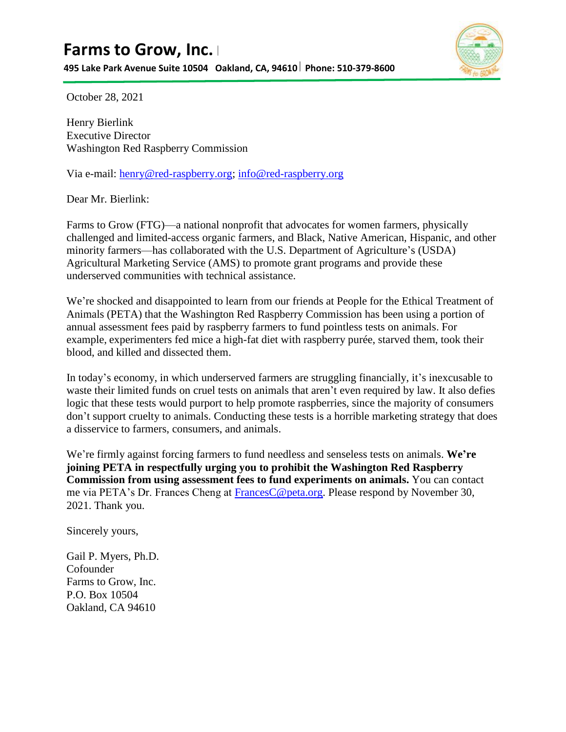# Farms to Grow, Inc.

**495 Lake Park Avenue Suite 10504 Oakland, CA, 94610 | Phone: 510-379-8600**

October 28, 2021

Henry Bierlink
Executive Director
Washington Red Raspberry Commission

Via e-mail: henry@red-raspberry.org; info@red-raspberry.org

Dear Mr. Bierlink:

Farms to Grow (FTG)—a national nonprofit that advocates for women farmers, physically challenged and limited-access organic farmers, and Black, Native American, Hispanic, and other minority farmers—has collaborated with the U.S. Department of Agriculture's (USDA) Agricultural Marketing Service (AMS) to promote grant programs and provide these underserved communities with technical assistance.

We're shocked and disappointed to learn from our friends at People for the Ethical Treatment of Animals (PETA) that the Washington Red Raspberry Commission has been using a portion of annual assessment fees paid by raspberry farmers to fund pointless tests on animals. For example, experimenters fed mice a high-fat diet with raspberry purée, starved them, took their blood, and killed and dissected them.

In today's economy, in which underserved farmers are struggling financially, it's inexcusable to waste their limited funds on cruel tests on animals that aren't even required by law. It also defies logic that these tests would purport to help promote raspberries, since the majority of consumers don't support cruelty to animals. Conducting these tests is a horrible marketing strategy that does a disservice to farmers, consumers, and animals.

We're firmly against forcing farmers to fund needless and senseless tests on animals. **We're joining PETA in respectfully urging you to prohibit the Washington Red Raspberry Commission from using assessment fees to fund experiments on animals.** You can contact me via PETA's Dr. Frances Cheng at FrancesC@peta.org. Please respond by November 30, 2021. Thank you.

Sincerely yours,

Gail P. Myers, Ph.D.
Cofounder
Farms to Grow, Inc.
P.O. Box 10504
Oakland, CA 94610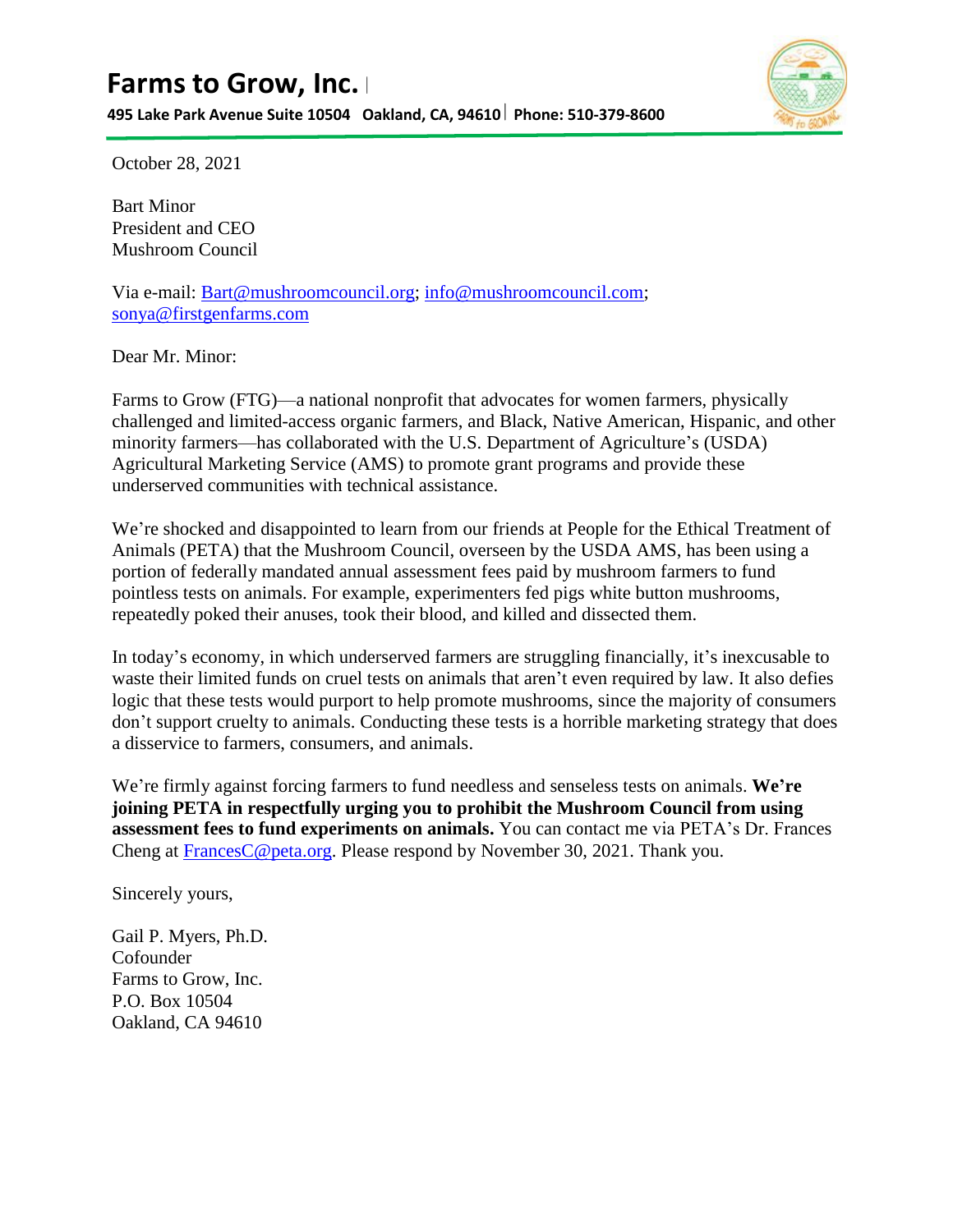# Farms to Grow, Inc.

**495 Lake Park Avenue Suite 10504 Oakland, CA, 94610 | Phone: 510-379-8600**

October 28, 2021

Bart Minor
President and CEO
Mushroom Council

Via e-mail: Bart@mushroomcouncil.org; info@mushroomcouncil.com; sonya@firstgenfarms.com

Dear Mr. Minor:

Farms to Grow (FTG)—a national nonprofit that advocates for women farmers, physically challenged and limited-access organic farmers, and Black, Native American, Hispanic, and other minority farmers—has collaborated with the U.S. Department of Agriculture's (USDA) Agricultural Marketing Service (AMS) to promote grant programs and provide these underserved communities with technical assistance.

We're shocked and disappointed to learn from our friends at People for the Ethical Treatment of Animals (PETA) that the Mushroom Council, overseen by the USDA AMS, has been using a portion of federally mandated annual assessment fees paid by mushroom farmers to fund pointless tests on animals. For example, experimenters fed pigs white button mushrooms, repeatedly poked their anuses, took their blood, and killed and dissected them.

In today's economy, in which underserved farmers are struggling financially, it's inexcusable to waste their limited funds on cruel tests on animals that aren't even required by law. It also defies logic that these tests would purport to help promote mushrooms, since the majority of consumers don't support cruelty to animals. Conducting these tests is a horrible marketing strategy that does a disservice to farmers, consumers, and animals.

We're firmly against forcing farmers to fund needless and senseless tests on animals. **We're joining PETA in respectfully urging you to prohibit the Mushroom Council from using assessment fees to fund experiments on animals.** You can contact me via PETA's Dr. Frances Cheng at FrancesC@peta.org. Please respond by November 30, 2021. Thank you.

Sincerely yours,

Gail P. Myers, Ph.D.
Cofounder
Farms to Grow, Inc.
P.O. Box 10504
Oakland, CA 94610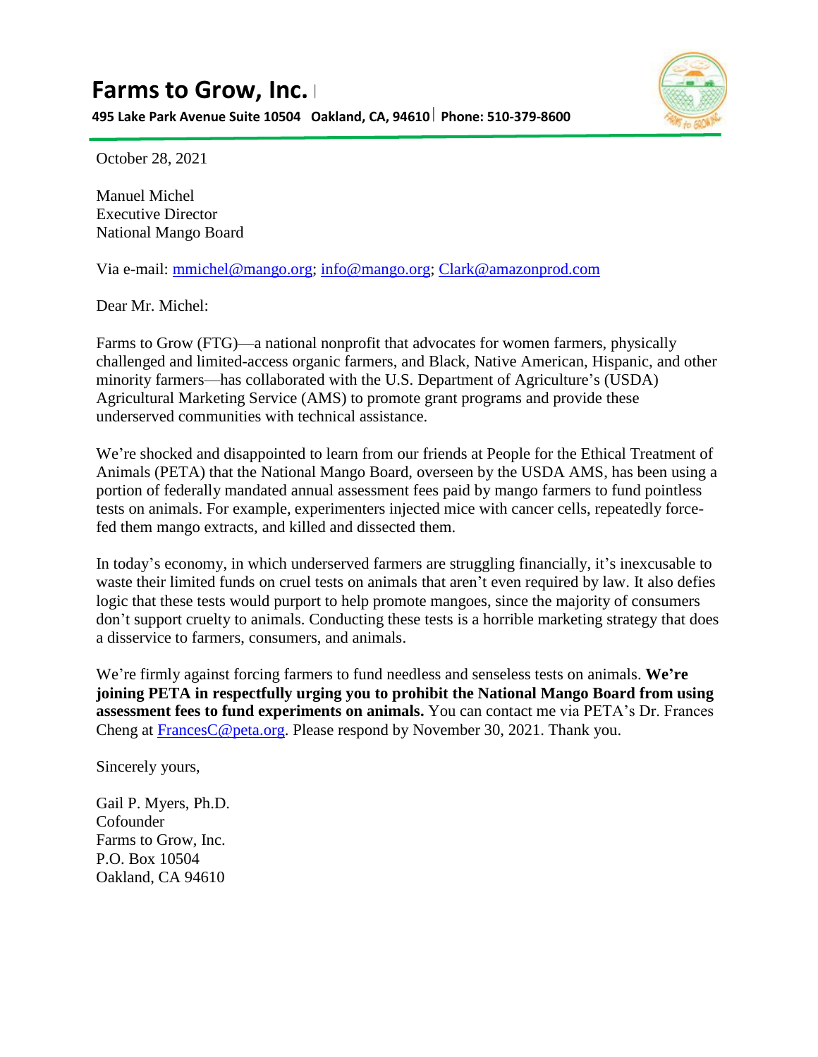# Farms to Grow, Inc.

**495 Lake Park Avenue Suite 10504 Oakland, CA, 94610 | Phone: 510-379-8600**

October 28, 2021

Manuel Michel
Executive Director
National Mango Board

Via e-mail: mmichel@mango.org; info@mango.org; Clark@amazonprod.com

Dear Mr. Michel:

Farms to Grow (FTG)—a national nonprofit that advocates for women farmers, physically challenged and limited-access organic farmers, and Black, Native American, Hispanic, and other minority farmers—has collaborated with the U.S. Department of Agriculture's (USDA) Agricultural Marketing Service (AMS) to promote grant programs and provide these underserved communities with technical assistance.

We're shocked and disappointed to learn from our friends at People for the Ethical Treatment of Animals (PETA) that the National Mango Board, overseen by the USDA AMS, has been using a portion of federally mandated annual assessment fees paid by mango farmers to fund pointless tests on animals. For example, experimenters injected mice with cancer cells, repeatedly force-fed them mango extracts, and killed and dissected them.

In today's economy, in which underserved farmers are struggling financially, it's inexcusable to waste their limited funds on cruel tests on animals that aren't even required by law. It also defies logic that these tests would purport to help promote mangoes, since the majority of consumers don't support cruelty to animals. Conducting these tests is a horrible marketing strategy that does a disservice to farmers, consumers, and animals.

We're firmly against forcing farmers to fund needless and senseless tests on animals. **We're joining PETA in respectfully urging you to prohibit the National Mango Board from using assessment fees to fund experiments on animals.** You can contact me via PETA's Dr. Frances Cheng at FrancesC@peta.org. Please respond by November 30, 2021. Thank you.

Sincerely yours,

Gail P. Myers, Ph.D.
Cofounder
Farms to Grow, Inc.
P.O. Box 10504
Oakland, CA 94610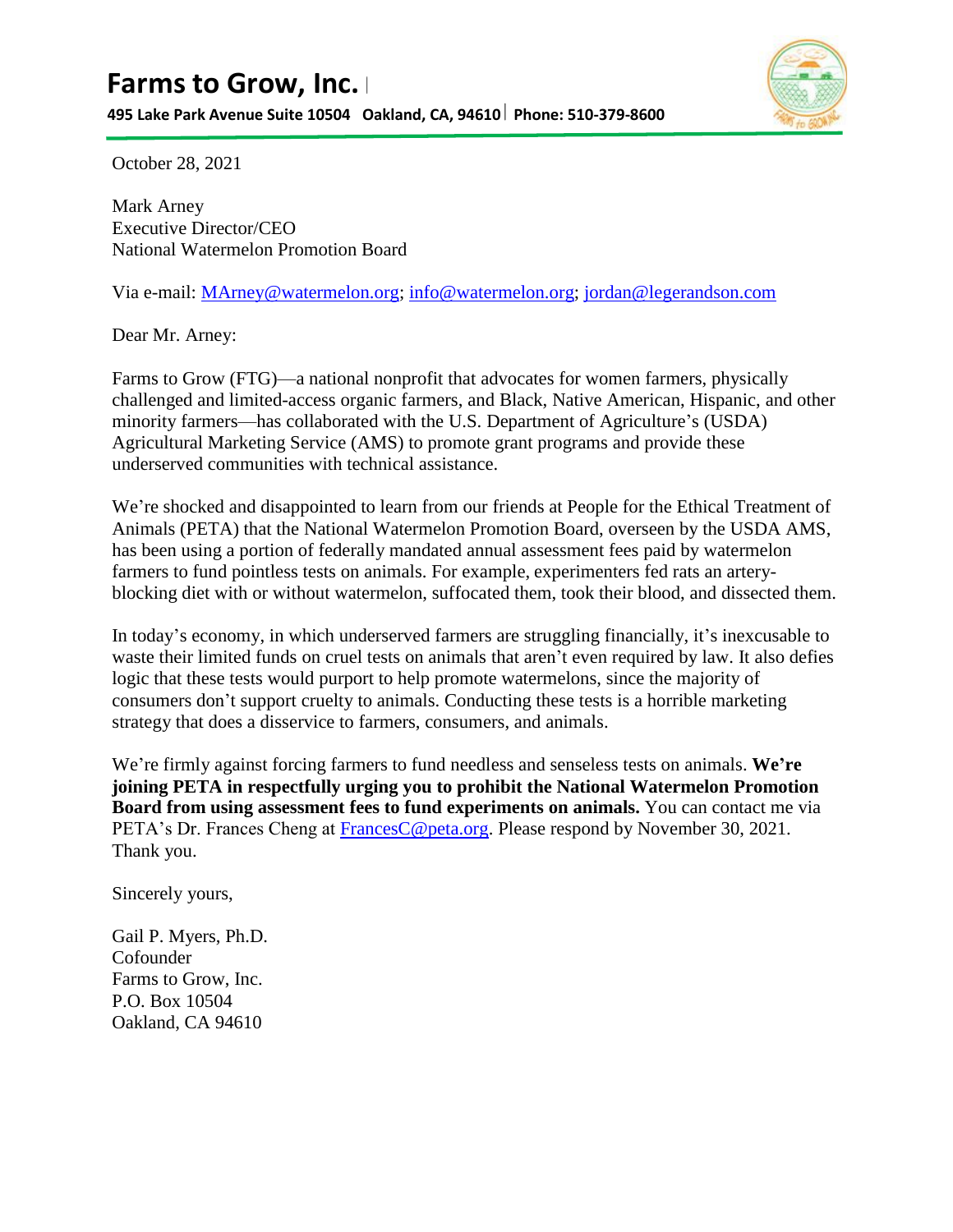# Farms to Grow, Inc.

**495 Lake Park Avenue Suite 10504 Oakland, CA, 94610 | Phone: 510-379-8600**

October 28, 2021

Mark Arney
Executive Director/CEO
National Watermelon Promotion Board

Via e-mail: MArney@watermelon.org; info@watermelon.org; jordan@legerandson.com

Dear Mr. Arney:

Farms to Grow (FTG)—a national nonprofit that advocates for women farmers, physically challenged and limited-access organic farmers, and Black, Native American, Hispanic, and other minority farmers—has collaborated with the U.S. Department of Agriculture's (USDA) Agricultural Marketing Service (AMS) to promote grant programs and provide these underserved communities with technical assistance.

We're shocked and disappointed to learn from our friends at People for the Ethical Treatment of Animals (PETA) that the National Watermelon Promotion Board, overseen by the USDA AMS, has been using a portion of federally mandated annual assessment fees paid by watermelon farmers to fund pointless tests on animals. For example, experimenters fed rats an artery-blocking diet with or without watermelon, suffocated them, took their blood, and dissected them.

In today's economy, in which underserved farmers are struggling financially, it's inexcusable to waste their limited funds on cruel tests on animals that aren't even required by law. It also defies logic that these tests would purport to help promote watermelons, since the majority of consumers don't support cruelty to animals. Conducting these tests is a horrible marketing strategy that does a disservice to farmers, consumers, and animals.

We're firmly against forcing farmers to fund needless and senseless tests on animals. **We're joining PETA in respectfully urging you to prohibit the National Watermelon Promotion Board from using assessment fees to fund experiments on animals.** You can contact me via PETA's Dr. Frances Cheng at FrancesC@peta.org. Please respond by November 30, 2021. Thank you.

Sincerely yours,

Gail P. Myers, Ph.D.
Cofounder
Farms to Grow, Inc.
P.O. Box 10504
Oakland, CA 94610